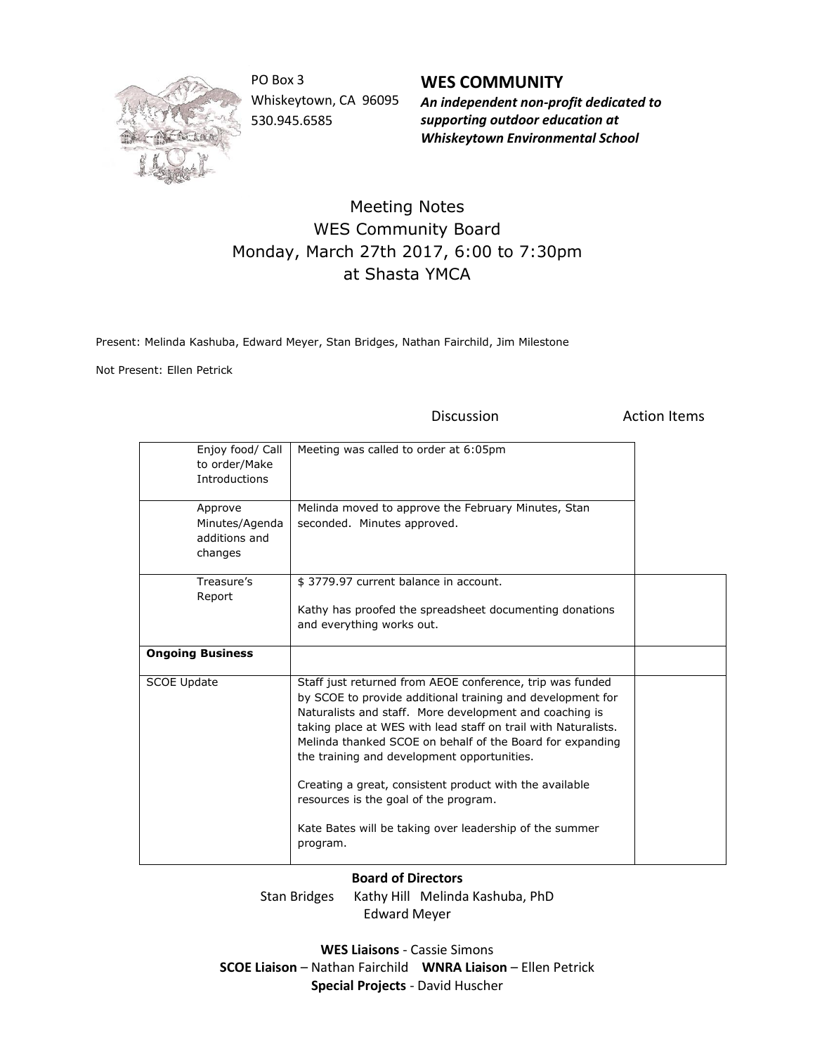PO Box 3
Whiskeytown, CA 96095
530.945.6585

**WES COMMUNITY**
***An independent non-profit dedicated to supporting outdoor education at Whiskeytown Environmental School***

# Meeting Notes
## WES Community Board
## Monday, March 27th 2017, 6:00 to 7:30pm
## at Shasta YMCA

Present: Melinda Kashuba, Edward Meyer, Stan Bridges, Nathan Fairchild, Jim Milestone

Not Present: Ellen Petrick

| | Discussion | Action Items |
|---|---|---|
| Enjoy food/ Call to order/Make Introductions | Meeting was called to order at 6:05pm | |
| Approve Minutes/Agenda additions and changes | Melinda moved to approve the February Minutes, Stan seconded. Minutes approved. | |
| Treasure's Report | $ 3779.97 current balance in account.<br><br>Kathy has proofed the spreadsheet documenting donations and everything works out. | |
| **Ongoing Business** | | |
| SCOE Update | Staff just returned from AEOE conference, trip was funded by SCOE to provide additional training and development for Naturalists and staff. More development and coaching is taking place at WES with lead staff on trail with Naturalists. Melinda thanked SCOE on behalf of the Board for expanding the training and development opportunities.<br><br>Creating a great, consistent product with the available resources is the goal of the program.<br><br>Kate Bates will be taking over leadership of the summer program. | |

**Board of Directors**
Stan Bridges Kathy Hill Melinda Kashuba, PhD
Edward Meyer

**WES Liaisons** - Cassie Simons
**SCOE Liaison** – Nathan Fairchild **WNRA Liaison** – Ellen Petrick
**Special Projects** - David Huscher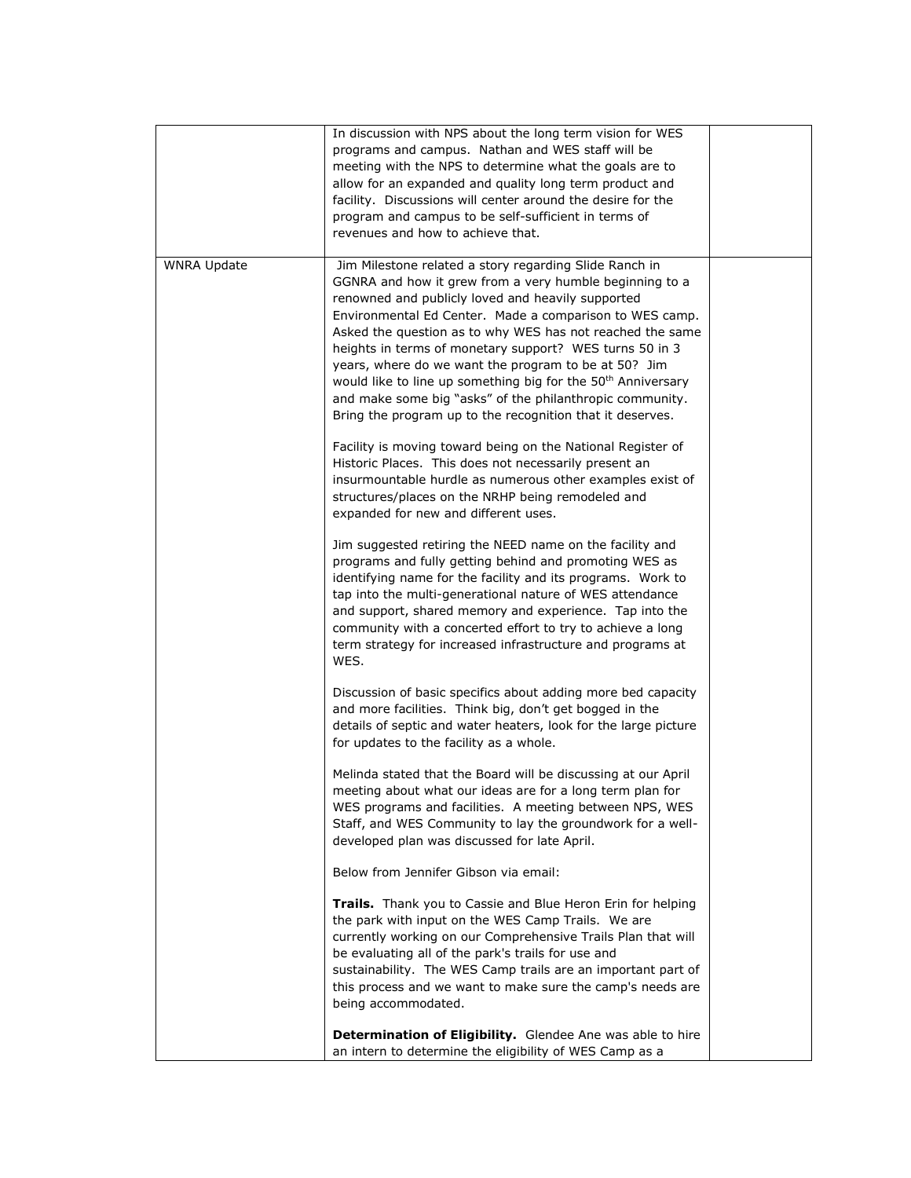| | | |
|---|---|---|
| | In discussion with NPS about the long term vision for WES programs and campus. Nathan and WES staff will be meeting with the NPS to determine what the goals are to allow for an expanded and quality long term product and facility. Discussions will center around the desire for the program and campus to be self-sufficient in terms of revenues and how to achieve that. | |
| WNRA Update | Jim Milestone related a story regarding Slide Ranch in GGNRA and how it grew from a very humble beginning to a renowned and publicly loved and heavily supported Environmental Ed Center. Made a comparison to WES camp. Asked the question as to why WES has not reached the same heights in terms of monetary support? WES turns 50 in 3 years, where do we want the program to be at 50? Jim would like to line up something big for the 50th Anniversary and make some big "asks" of the philanthropic community. Bring the program up to the recognition that it deserves.<br><br>Facility is moving toward being on the National Register of Historic Places. This does not necessarily present an insurmountable hurdle as numerous other examples exist of structures/places on the NRHP being remodeled and expanded for new and different uses.<br><br>Jim suggested retiring the NEED name on the facility and programs and fully getting behind and promoting WES as identifying name for the facility and its programs. Work to tap into the multi-generational nature of WES attendance and support, shared memory and experience. Tap into the community with a concerted effort to try to achieve a long term strategy for increased infrastructure and programs at WES.<br><br>Discussion of basic specifics about adding more bed capacity and more facilities. Think big, don't get bogged in the details of septic and water heaters, look for the large picture for updates to the facility as a whole.<br><br>Melinda stated that the Board will be discussing at our April meeting about what our ideas are for a long term plan for WES programs and facilities. A meeting between NPS, WES Staff, and WES Community to lay the groundwork for a well-developed plan was discussed for late April.<br><br>Below from Jennifer Gibson via email:<br><br>**Trails.** Thank you to Cassie and Blue Heron Erin for helping the park with input on the WES Camp Trails. We are currently working on our Comprehensive Trails Plan that will be evaluating all of the park's trails for use and sustainability. The WES Camp trails are an important part of this process and we want to make sure the camp's needs are being accommodated.<br><br>**Determination of Eligibility.** Glendee Ane was able to hire an intern to determine the eligibility of WES Camp as a | |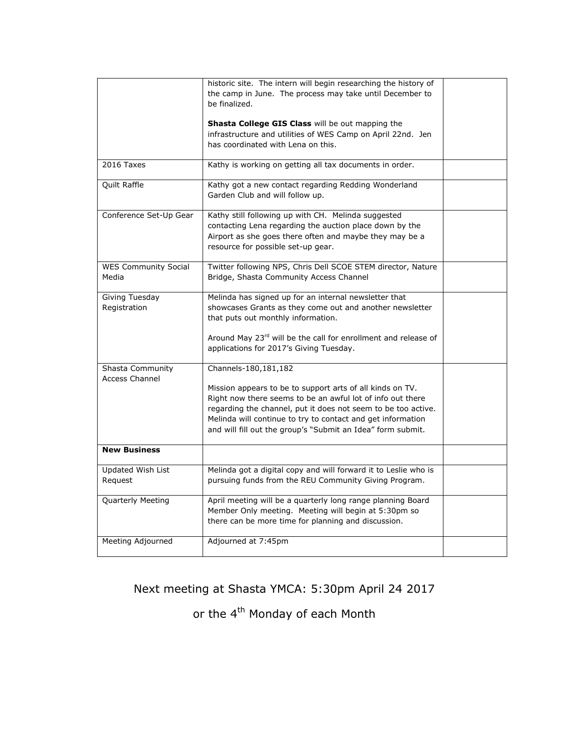| | | |
|---|---|---|
| | historic site. The intern will begin researching the history of the camp in June. The process may take until December to be finalized.<br><br>**Shasta College GIS Class** will be out mapping the infrastructure and utilities of WES Camp on April 22nd. Jen has coordinated with Lena on this. | |
| 2016 Taxes | Kathy is working on getting all tax documents in order. | |
| Quilt Raffle | Kathy got a new contact regarding Redding Wonderland Garden Club and will follow up. | |
| Conference Set-Up Gear | Kathy still following up with CH. Melinda suggested contacting Lena regarding the auction place down by the Airport as she goes there often and maybe they may be a resource for possible set-up gear. | |
| WES Community Social Media | Twitter following NPS, Chris Dell SCOE STEM director, Nature Bridge, Shasta Community Access Channel | |
| Giving Tuesday Registration | Melinda has signed up for an internal newsletter that showcases Grants as they come out and another newsletter that puts out monthly information.<br><br>Around May 23rd will be the call for enrollment and release of applications for 2017's Giving Tuesday. | |
| Shasta Community Access Channel | Channels-180,181,182<br><br>Mission appears to be to support arts of all kinds on TV. Right now there seems to be an awful lot of info out there regarding the channel, put it does not seem to be too active. Melinda will continue to try to contact and get information and will fill out the group's "Submit an Idea" form submit. | |
| **New Business** | | |
| Updated Wish List Request | Melinda got a digital copy and will forward it to Leslie who is pursuing funds from the REU Community Giving Program. | |
| Quarterly Meeting | April meeting will be a quarterly long range planning Board Member Only meeting. Meeting will begin at 5:30pm so there can be more time for planning and discussion. | |
| Meeting Adjourned | Adjourned at 7:45pm | |

Next meeting at Shasta YMCA: 5:30pm April 24 2017

or the 4th Monday of each Month